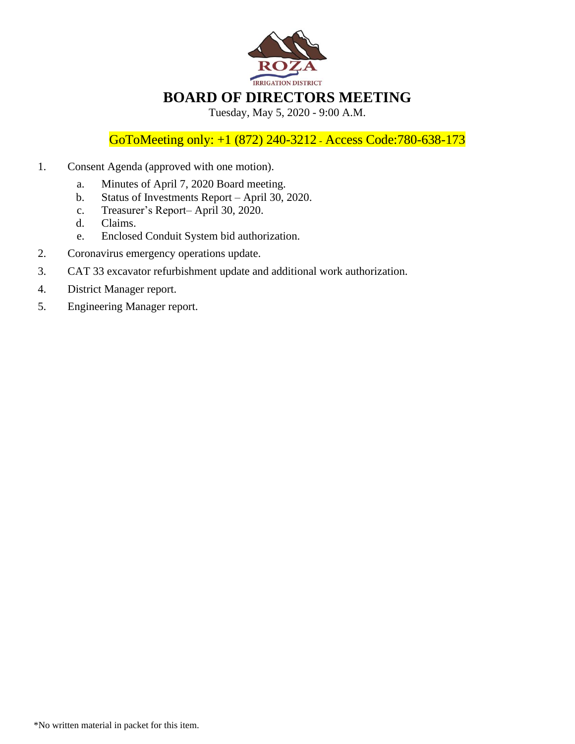ROZA

IRRIGATION DISTRICT

# BOARD OF DIRECTORS MEETING

Tuesday, May 5, 2020 - 9:00 A.M.

GoToMeeting only: +1 (872) 240-3212 - Access Code:780-638-173

1. Consent Agenda (approved with one motion).
   a. Minutes of April 7, 2020 Board meeting.
   b. Status of Investments Report – April 30, 2020.
   c. Treasurer's Report– April 30, 2020.
   d. Claims.
   e. Enclosed Conduit System bid authorization.
2. Coronavirus emergency operations update.
3. CAT 33 excavator refurbishment update and additional work authorization.
4. District Manager report.
5. Engineering Manager report.

*No written material in packet for this item.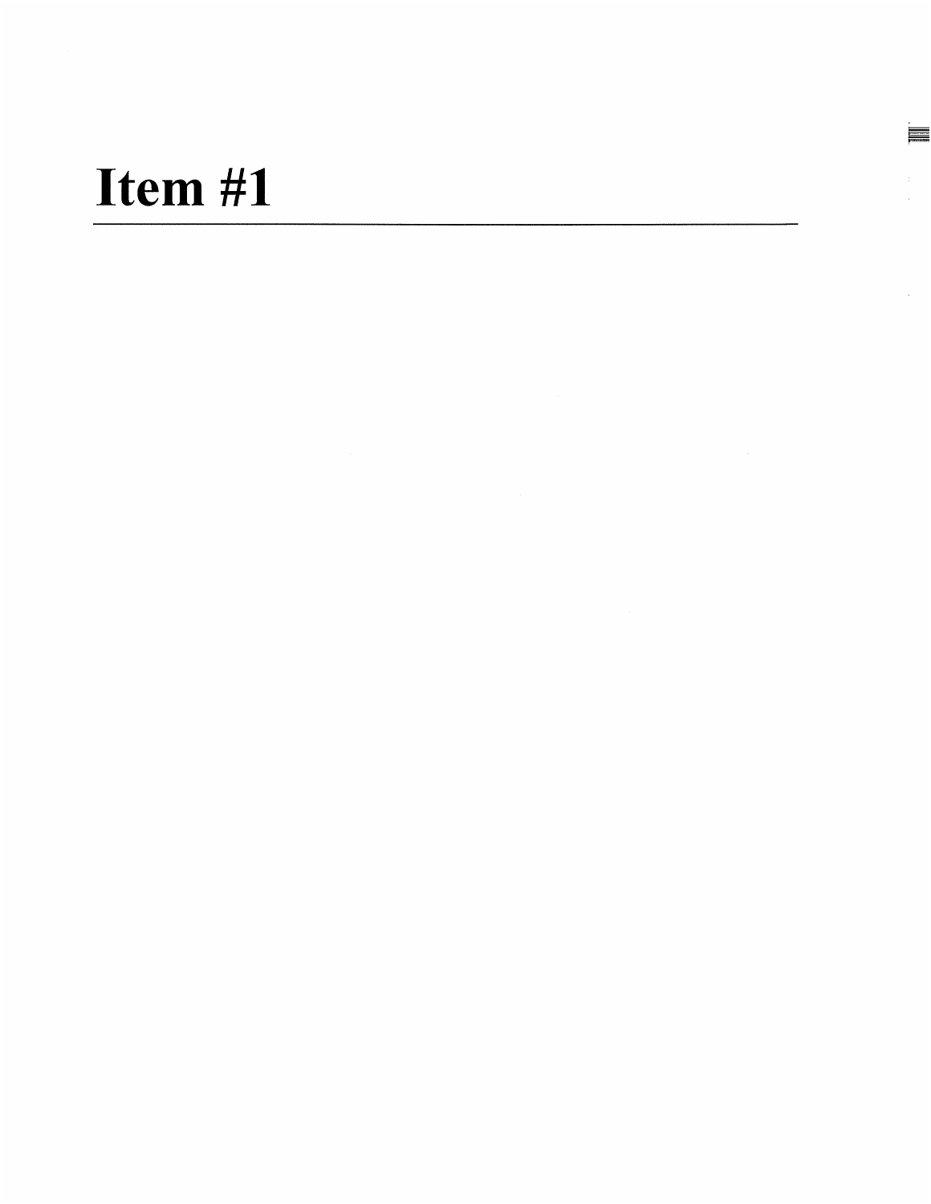# Item #1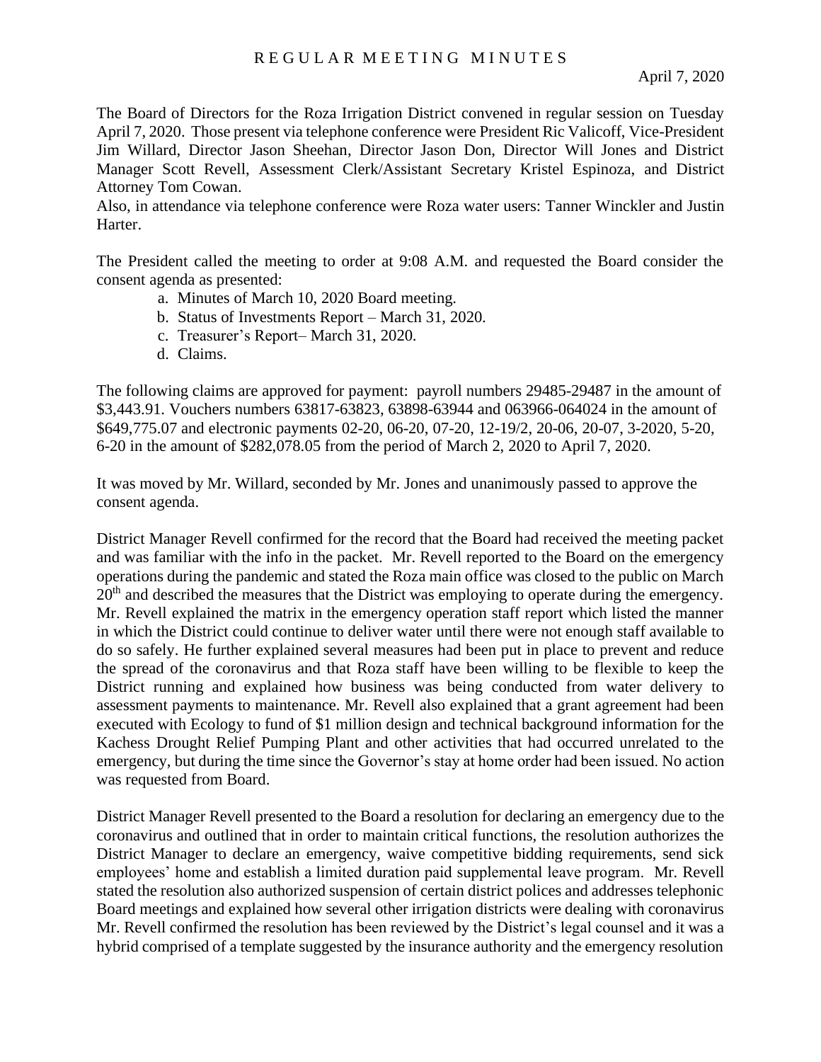# R E G U L A R M E E T I N G M I N U T E S

April 7, 2020

The Board of Directors for the Roza Irrigation District convened in regular session on Tuesday April 7, 2020. Those present via telephone conference were President Ric Valicoff, Vice-President Jim Willard, Director Jason Sheehan, Director Jason Don, Director Will Jones and District Manager Scott Revell, Assessment Clerk/Assistant Secretary Kristel Espinoza, and District Attorney Tom Cowan.

Also, in attendance via telephone conference were Roza water users: Tanner Winckler and Justin Harter.

The President called the meeting to order at 9:08 A.M. and requested the Board consider the consent agenda as presented:

a. Minutes of March 10, 2020 Board meeting.
b. Status of Investments Report – March 31, 2020.
c. Treasurer's Report– March 31, 2020.
d. Claims.

The following claims are approved for payment: payroll numbers 29485-29487 in the amount of $3,443.91. Vouchers numbers 63817-63823, 63898-63944 and 063966-064024 in the amount of $649,775.07 and electronic payments 02-20, 06-20, 07-20, 12-19/2, 20-06, 20-07, 3-2020, 5-20, 6-20 in the amount of $282,078.05 from the period of March 2, 2020 to April 7, 2020.

It was moved by Mr. Willard, seconded by Mr. Jones and unanimously passed to approve the consent agenda.

District Manager Revell confirmed for the record that the Board had received the meeting packet and was familiar with the info in the packet. Mr. Revell reported to the Board on the emergency operations during the pandemic and stated the Roza main office was closed to the public on March 20th and described the measures that the District was employing to operate during the emergency. Mr. Revell explained the matrix in the emergency operation staff report which listed the manner in which the District could continue to deliver water until there were not enough staff available to do so safely. He further explained several measures had been put in place to prevent and reduce the spread of the coronavirus and that Roza staff have been willing to be flexible to keep the District running and explained how business was being conducted from water delivery to assessment payments to maintenance. Mr. Revell also explained that a grant agreement had been executed with Ecology to fund of $1 million design and technical background information for the Kachess Drought Relief Pumping Plant and other activities that had occurred unrelated to the emergency, but during the time since the Governor's stay at home order had been issued. No action was requested from Board.

District Manager Revell presented to the Board a resolution for declaring an emergency due to the coronavirus and outlined that in order to maintain critical functions, the resolution authorizes the District Manager to declare an emergency, waive competitive bidding requirements, send sick employees' home and establish a limited duration paid supplemental leave program. Mr. Revell stated the resolution also authorized suspension of certain district polices and addresses telephonic Board meetings and explained how several other irrigation districts were dealing with coronavirus Mr. Revell confirmed the resolution has been reviewed by the District's legal counsel and it was a hybrid comprised of a template suggested by the insurance authority and the emergency resolution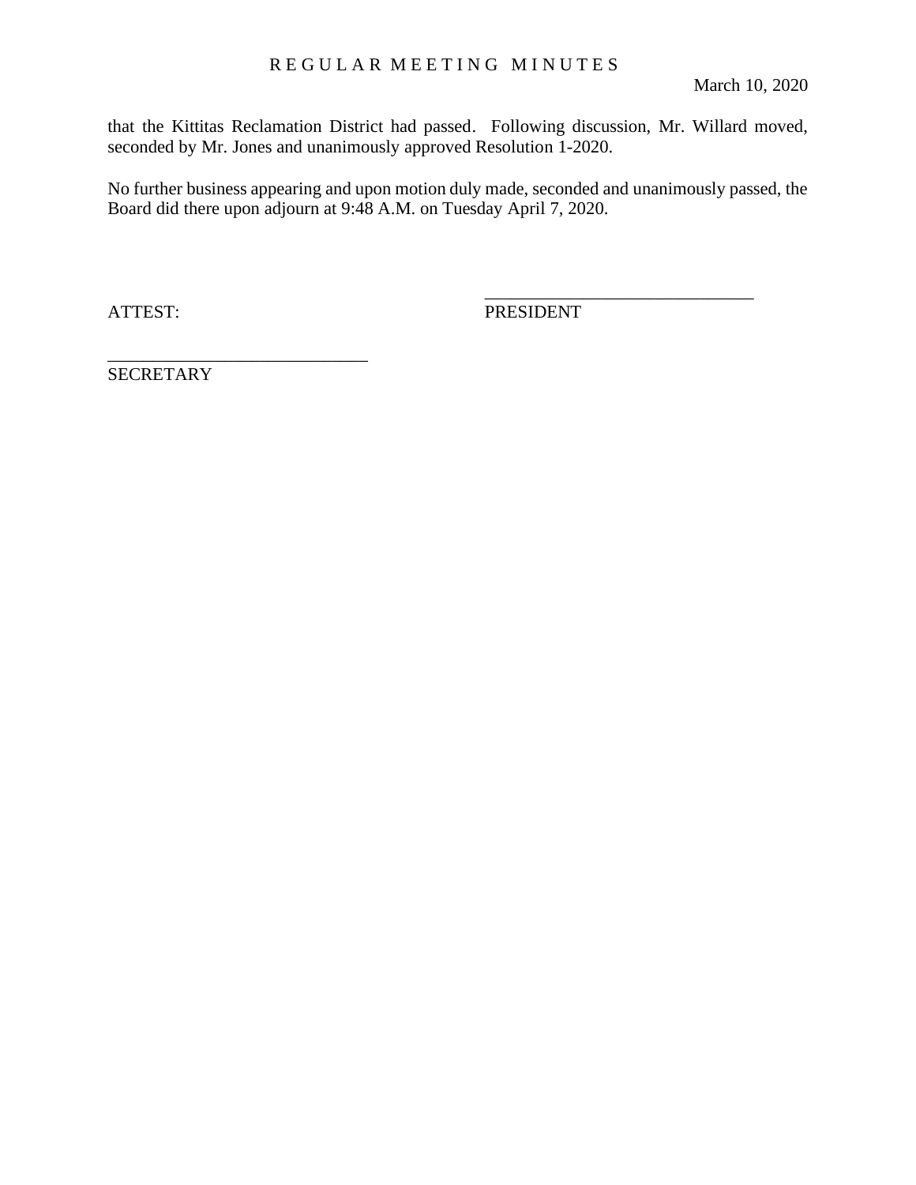that the Kittitas Reclamation District had passed. Following discussion, Mr. Willard moved, seconded by Mr. Jones and unanimously approved Resolution 1-2020.

No further business appearing and upon motion duly made, seconded and unanimously passed, the Board did there upon adjourn at 9:48 A.M. on Tuesday April 7, 2020.

ATTEST:

______________________________
PRESIDENT

______________________________
SECRETARY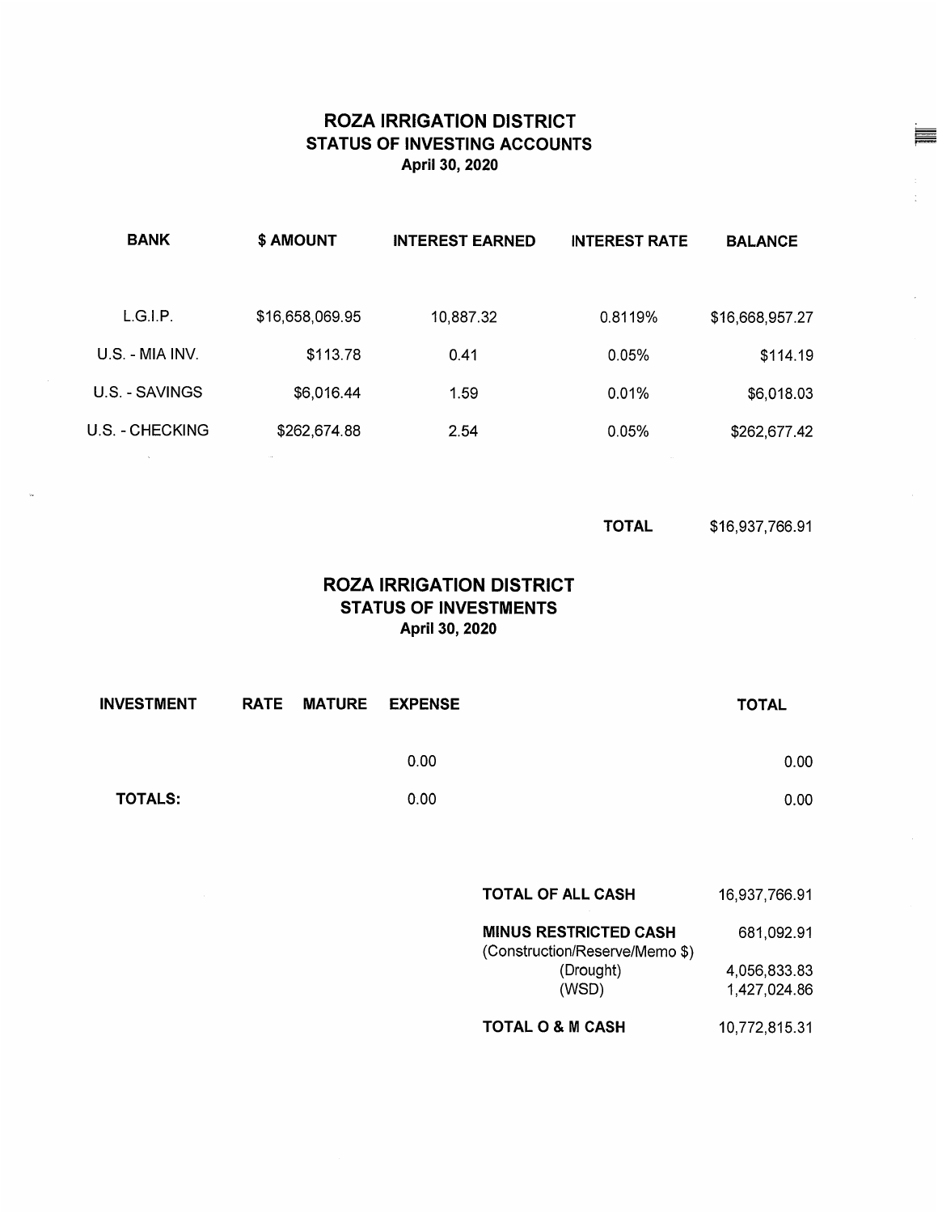# ROZA IRRIGATION DISTRICT
## STATUS OF INVESTING ACCOUNTS
### April 30, 2020

| BANK | $ AMOUNT | INTEREST EARNED | INTEREST RATE | BALANCE |
|---|---|---|---|---|
| L.G.I.P. | $16,658,069.95 | 10,887.32 | 0.8119% | $16,668,957.27 |
| U.S. - MIA INV. | $113.78 | 0.41 | 0.05% | $114.19 |
| U.S. - SAVINGS | $6,016.44 | 1.59 | 0.01% | $6,018.03 |
| U.S. - CHECKING | $262,674.88 | 2.54 | 0.05% | $262,677.42 |
| | | | **TOTAL** | $16,937,766.91 |

# ROZA IRRIGATION DISTRICT
## STATUS OF INVESTMENTS
### April 30, 2020

| INVESTMENT | RATE | MATURE | EXPENSE | TOTAL |
|---|---|---|---|---|
| | | | 0.00 | 0.00 |
| **TOTALS:** | | | 0.00 | 0.00 |

| | |
|---|---|
| **TOTAL OF ALL CASH** | 16,937,766.91 |
| **MINUS RESTRICTED CASH** (Construction/Reserve/Memo $) | 681,092.91 |
| (Drought) | 4,056,833.83 |
| (WSD) | 1,427,024.86 |
| **TOTAL O & M CASH** | 10,772,815.31 |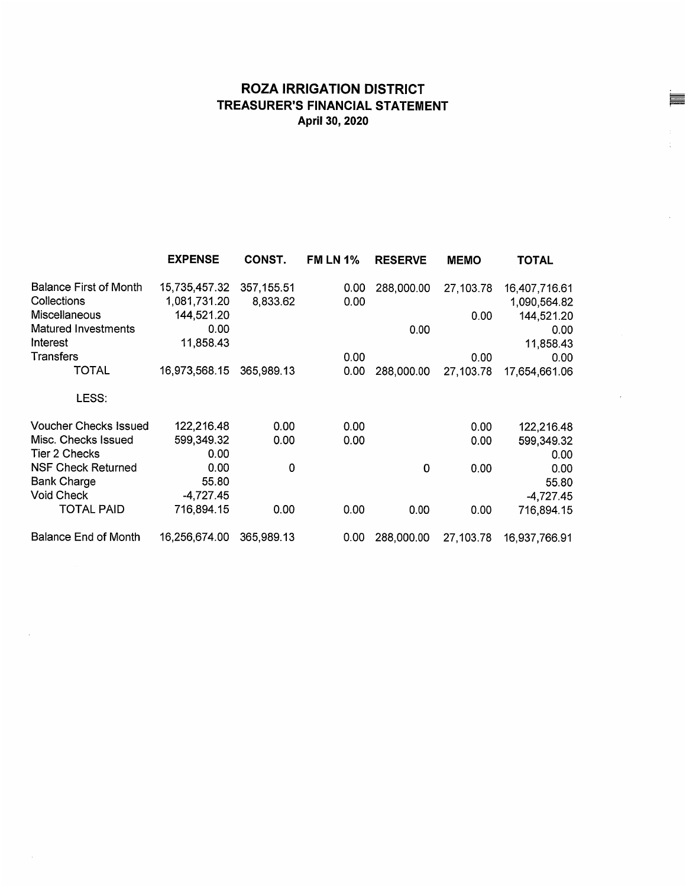# ROZA IRRIGATION DISTRICT
## TREASURER'S FINANCIAL STATEMENT
### April 30, 2020

| | EXPENSE | CONST. | FM LN 1% | RESERVE | MEMO | TOTAL |
|---|---|---|---|---|---|---|
| Balance First of Month | 15,735,457.32 | 357,155.51 | 0.00 | 288,000.00 | 27,103.78 | 16,407,716.61 |
| Collections | 1,081,731.20 | 8,833.62 | 0.00 | | | 1,090,564.82 |
| Miscellaneous | 144,521.20 | | | | 0.00 | 144,521.20 |
| Matured Investments | 0.00 | | | 0.00 | | 0.00 |
| Interest | 11,858.43 | | | | | 11,858.43 |
| Transfers | | | 0.00 | | 0.00 | 0.00 |
| TOTAL | 16,973,568.15 | 365,989.13 | 0.00 | 288,000.00 | 27,103.78 | 17,654,661.06 |
| LESS: | | | | | | |
| Voucher Checks Issued | 122,216.48 | 0.00 | 0.00 | | 0.00 | 122,216.48 |
| Misc. Checks Issued | 599,349.32 | 0.00 | 0.00 | | 0.00 | 599,349.32 |
| Tier 2 Checks | 0.00 | | | | | 0.00 |
| NSF Check Returned | 0.00 | 0 | | 0 | 0.00 | 0.00 |
| Bank Charge | 55.80 | | | | | 55.80 |
| Void Check | -4,727.45 | | | | | -4,727.45 |
| TOTAL PAID | 716,894.15 | 0.00 | 0.00 | 0.00 | 0.00 | 716,894.15 |
| Balance End of Month | 16,256,674.00 | 365,989.13 | 0.00 | 288,000.00 | 27,103.78 | 16,937,766.91 |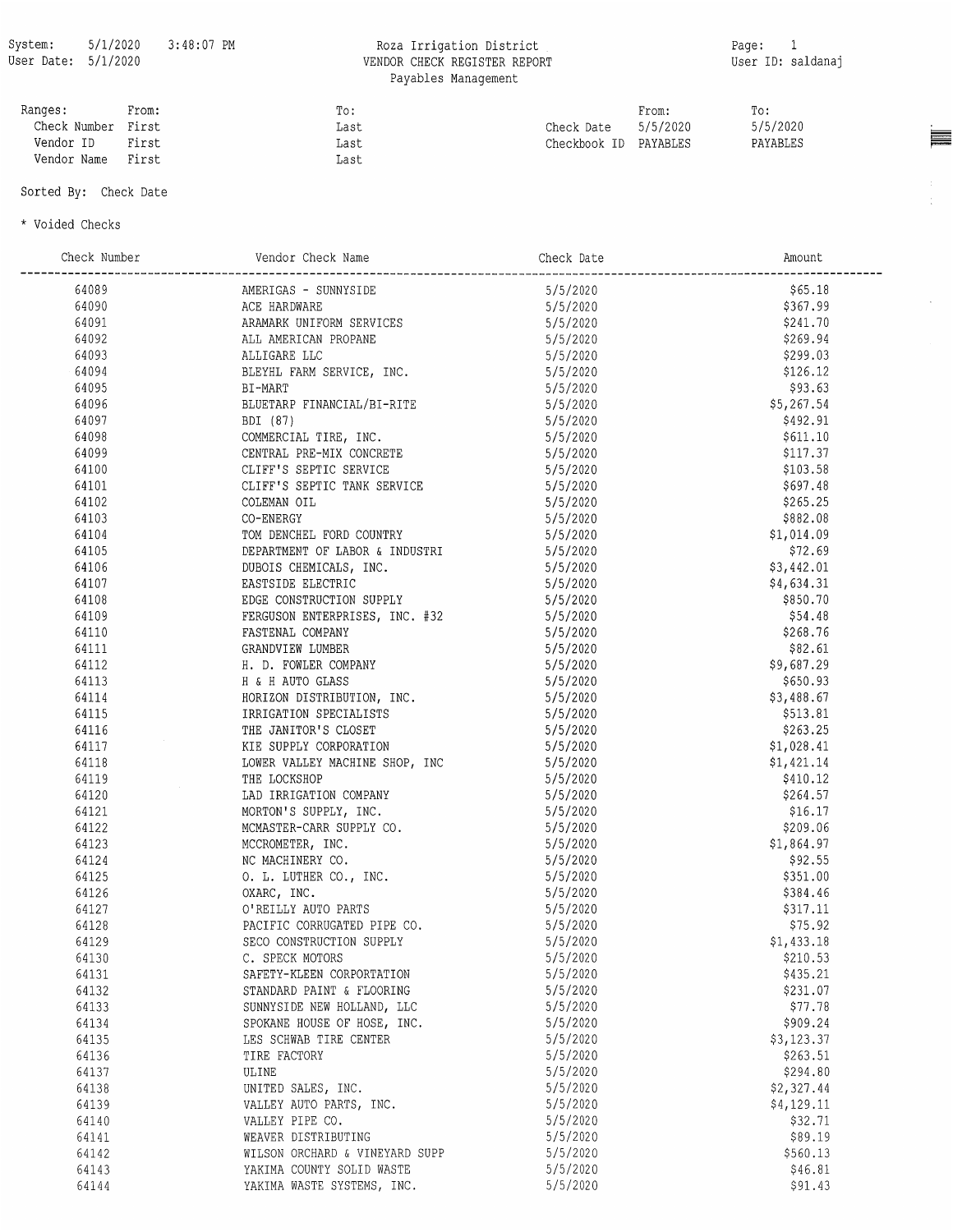System: 5/1/2020 3:48:07 PM
User Date: 5/1/2020

# Roza Irrigation District
## VENDOR CHECK REGISTER REPORT
### Payables Management

Page: 1
User ID: saldanaj

| Ranges: | From: | To: | | From: | To: |
|---|---|---|---|---|---|
| Check Number | First | Last | Check Date | 5/5/2020 | 5/5/2020 |
| Vendor ID | First | Last | Checkbook ID | PAYABLES | PAYABLES |
| Vendor Name | First | Last | | | |

Sorted By: Check Date

* Voided Checks

| Check Number | Vendor Check Name | Check Date | Amount |
|---|---|---|---|
| 64089 | AMERIGAS - SUNNYSIDE | 5/5/2020 | $65.18 |
| 64090 | ACE HARDWARE | 5/5/2020 | $367.99 |
| 64091 | ARAMARK UNIFORM SERVICES | 5/5/2020 | $241.70 |
| 64092 | ALL AMERICAN PROPANE | 5/5/2020 | $269.94 |
| 64093 | ALLIGARE LLC | 5/5/2020 | $299.03 |
| 64094 | BLEYHL FARM SERVICE, INC. | 5/5/2020 | $126.12 |
| 64095 | BI-MART | 5/5/2020 | $93.63 |
| 64096 | BLUETARP FINANCIAL/BI-RITE | 5/5/2020 | $5,267.54 |
| 64097 | BDI (87) | 5/5/2020 | $492.91 |
| 64098 | COMMERCIAL TIRE, INC. | 5/5/2020 | $611.10 |
| 64099 | CENTRAL PRE-MIX CONCRETE | 5/5/2020 | $117.37 |
| 64100 | CLIFF'S SEPTIC SERVICE | 5/5/2020 | $103.58 |
| 64101 | CLIFF'S SEPTIC TANK SERVICE | 5/5/2020 | $697.48 |
| 64102 | COLEMAN OIL | 5/5/2020 | $265.25 |
| 64103 | CO-ENERGY | 5/5/2020 | $882.08 |
| 64104 | TOM DENCHEL FORD COUNTRY | 5/5/2020 | $1,014.09 |
| 64105 | DEPARTMENT OF LABOR & INDUSTRI | 5/5/2020 | $72.69 |
| 64106 | DUBOIS CHEMICALS, INC. | 5/5/2020 | $3,442.01 |
| 64107 | EASTSIDE ELECTRIC | 5/5/2020 | $4,634.31 |
| 64108 | EDGE CONSTRUCTION SUPPLY | 5/5/2020 | $850.70 |
| 64109 | FERGUSON ENTERPRISES, INC. #32 | 5/5/2020 | $54.48 |
| 64110 | FASTENAL COMPANY | 5/5/2020 | $268.76 |
| 64111 | GRANDVIEW LUMBER | 5/5/2020 | $82.61 |
| 64112 | H. D. FOWLER COMPANY | 5/5/2020 | $9,687.29 |
| 64113 | H & H AUTO GLASS | 5/5/2020 | $650.93 |
| 64114 | HORIZON DISTRIBUTION, INC. | 5/5/2020 | $3,488.67 |
| 64115 | IRRIGATION SPECIALISTS | 5/5/2020 | $513.81 |
| 64116 | THE JANITOR'S CLOSET | 5/5/2020 | $263.25 |
| 64117 | KIE SUPPLY CORPORATION | 5/5/2020 | $1,028.41 |
| 64118 | LOWER VALLEY MACHINE SHOP, INC | 5/5/2020 | $1,421.14 |
| 64119 | THE LOCKSHOP | 5/5/2020 | $410.12 |
| 64120 | LAD IRRIGATION COMPANY | 5/5/2020 | $264.57 |
| 64121 | MORTON'S SUPPLY, INC. | 5/5/2020 | $16.17 |
| 64122 | MCMASTER-CARR SUPPLY CO. | 5/5/2020 | $209.06 |
| 64123 | MCCROMETER, INC. | 5/5/2020 | $1,864.97 |
| 64124 | NC MACHINERY CO. | 5/5/2020 | $92.55 |
| 64125 | O. L. LUTHER CO., INC. | 5/5/2020 | $351.00 |
| 64126 | OXARC, INC. | 5/5/2020 | $384.46 |
| 64127 | O'REILLY AUTO PARTS | 5/5/2020 | $317.11 |
| 64128 | PACIFIC CORRUGATED PIPE CO. | 5/5/2020 | $75.92 |
| 64129 | SECO CONSTRUCTION SUPPLY | 5/5/2020 | $1,433.18 |
| 64130 | C. SPECK MOTORS | 5/5/2020 | $210.53 |
| 64131 | SAFETY-KLEEN CORPORTATION | 5/5/2020 | $435.21 |
| 64132 | STANDARD PAINT & FLOORING | 5/5/2020 | $231.07 |
| 64133 | SUNNYSIDE NEW HOLLAND, LLC | 5/5/2020 | $77.78 |
| 64134 | SPOKANE HOUSE OF HOSE, INC. | 5/5/2020 | $909.24 |
| 64135 | LES SCHWAB TIRE CENTER | 5/5/2020 | $3,123.37 |
| 64136 | TIRE FACTORY | 5/5/2020 | $263.51 |
| 64137 | ULINE | 5/5/2020 | $294.80 |
| 64138 | UNITED SALES, INC. | 5/5/2020 | $2,327.44 |
| 64139 | VALLEY AUTO PARTS, INC. | 5/5/2020 | $4,129.11 |
| 64140 | VALLEY PIPE CO. | 5/5/2020 | $32.71 |
| 64141 | WEAVER DISTRIBUTING | 5/5/2020 | $89.19 |
| 64142 | WILSON ORCHARD & VINEYARD SUPP | 5/5/2020 | $560.13 |
| 64143 | YAKIMA COUNTY SOLID WASTE | 5/5/2020 | $46.81 |
| 64144 | YAKIMA WASTE SYSTEMS, INC. | 5/5/2020 | $91.43 |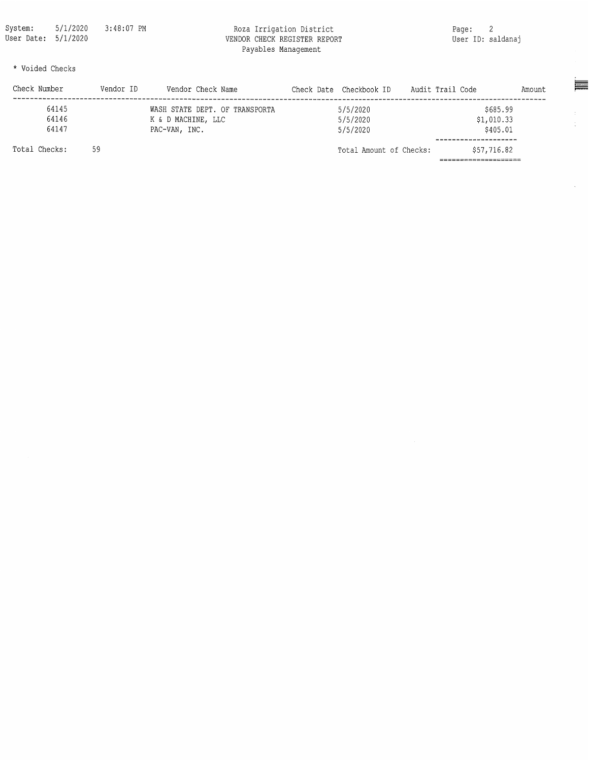Roza Irrigation District
VENDOR CHECK REGISTER REPORT
Payables Management

System: 5/1/2020 3:48:07 PM
User Date: 5/1/2020
User ID: saldanaj

* Voided Checks

| Check Number | Vendor ID | Vendor Check Name | Check Date | Checkbook ID | Audit Trail Code | Amount |
|---|---|---|---|---|---|---|
| 64145 | | WASH STATE DEPT. OF TRANSPORTA | 5/5/2020 | | | $685.99 |
| 64146 | | K & D MACHINE, LLC | 5/5/2020 | | | $1,010.33 |
| 64147 | | PAC-VAN, INC. | 5/5/2020 | | | $405.01 |

Total Checks: 59

Total Amount of Checks: $57,716.82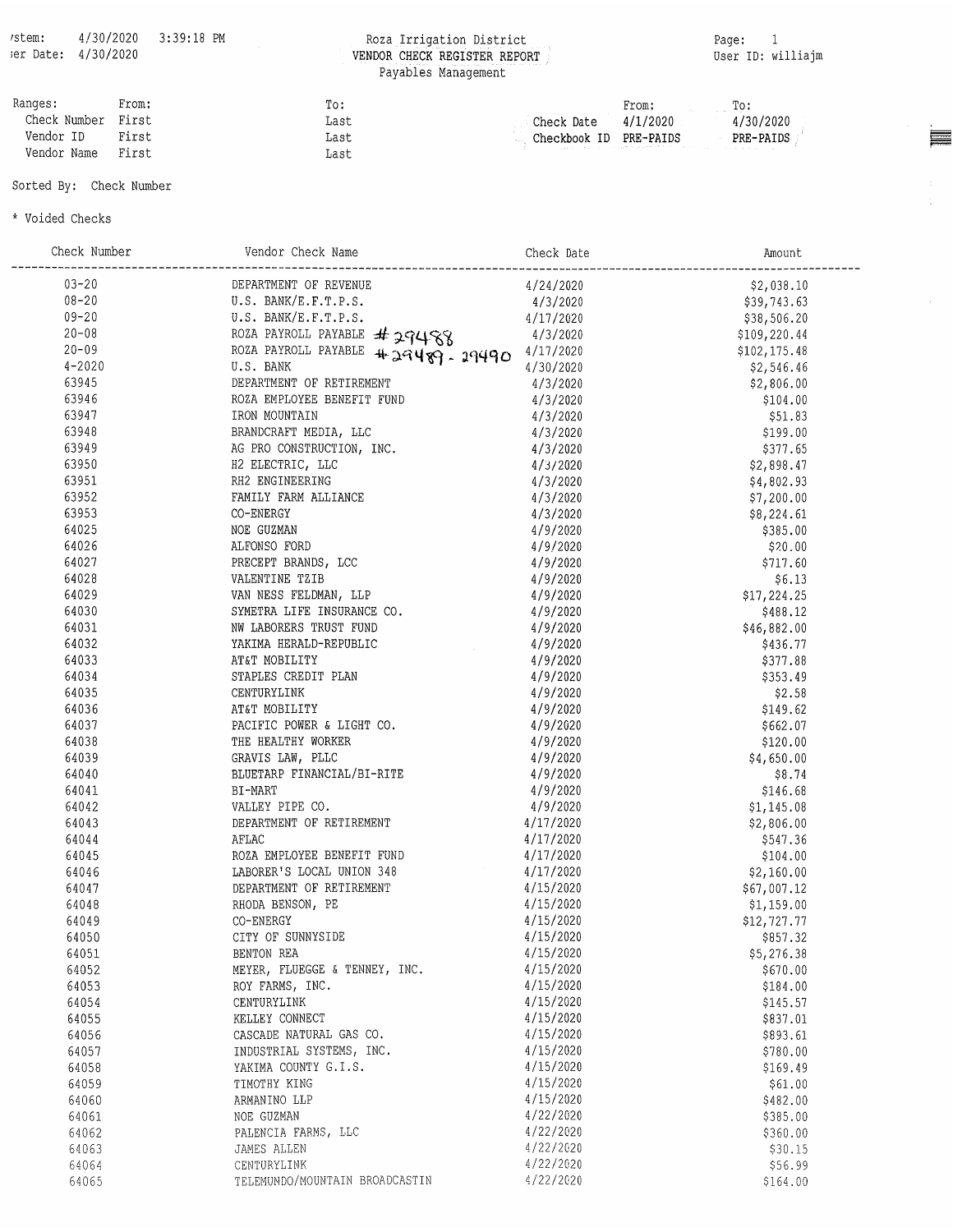ystem: 4/30/2020 3:39:18 PM
ser Date: 4/30/2020

# Roza Irrigation District
## VENDOR CHECK REGISTER REPORT
Payables Management

Page: 1
User ID: williajm

| Ranges: | From: | To: | | From: | To: |
|---|---|---|---|---|---|
| Check Number | First | Last | Check Date | 4/1/2020 | 4/30/2020 |
| Vendor ID | First | Last | Checkbook ID | PRE-PAIDS | PRE-PAIDS |
| Vendor Name | First | Last | | | |

Sorted By: Check Number

* Voided Checks

| Check Number | Vendor Check Name | Check Date | Amount |
|---|---|---|---|
| 03-20 | DEPARTMENT OF REVENUE | 4/24/2020 | $2,038.10 |
| 08-20 | U.S. BANK/E.F.T.P.S. | 4/3/2020 | $39,743.63 |
| 09-20 | U.S. BANK/E.F.T.P.S. | 4/17/2020 | $38,506.20 |
| 20-08 | ROZA PAYROLL PAYABLE #29488 | 4/3/2020 | $109,220.44 |
| 20-09 | ROZA PAYROLL PAYABLE #29489 - 29490 | 4/17/2020 | $102,175.48 |
| 4-2020 | U.S. BANK | 4/30/2020 | $2,546.46 |
| 63945 | DEPARTMENT OF RETIREMENT | 4/3/2020 | $2,806.00 |
| 63946 | ROZA EMPLOYEE BENEFIT FUND | 4/3/2020 | $104.00 |
| 63947 | IRON MOUNTAIN | 4/3/2020 | $51.83 |
| 63948 | BRANDCRAFT MEDIA, LLC | 4/3/2020 | $199.00 |
| 63949 | AG PRO CONSTRUCTION, INC. | 4/3/2020 | $377.65 |
| 63950 | H2 ELECTRIC, LLC | 4/3/2020 | $2,898.47 |
| 63951 | RH2 ENGINEERING | 4/3/2020 | $4,802.93 |
| 63952 | FAMILY FARM ALLIANCE | 4/3/2020 | $7,200.00 |
| 63953 | CO-ENERGY | 4/3/2020 | $8,224.61 |
| 64025 | NOE GUZMAN | 4/9/2020 | $385.00 |
| 64026 | ALFONSO FORD | 4/9/2020 | $20.00 |
| 64027 | PRECEPT BRANDS, LCC | 4/9/2020 | $717.60 |
| 64028 | VALENTINE TZIB | 4/9/2020 | $6.13 |
| 64029 | VAN NESS FELDMAN, LLP | 4/9/2020 | $17,224.25 |
| 64030 | SYMETRA LIFE INSURANCE CO. | 4/9/2020 | $488.12 |
| 64031 | NW LABORERS TRUST FUND | 4/9/2020 | $46,882.00 |
| 64032 | YAKIMA HERALD-REPUBLIC | 4/9/2020 | $436.77 |
| 64033 | AT&T MOBILITY | 4/9/2020 | $377.88 |
| 64034 | STAPLES CREDIT PLAN | 4/9/2020 | $353.49 |
| 64035 | CENTURYLINK | 4/9/2020 | $2.58 |
| 64036 | AT&T MOBILITY | 4/9/2020 | $149.62 |
| 64037 | PACIFIC POWER & LIGHT CO. | 4/9/2020 | $662.07 |
| 64038 | THE HEALTHY WORKER | 4/9/2020 | $120.00 |
| 64039 | GRAVIS LAW, PLLC | 4/9/2020 | $4,650.00 |
| 64040 | BLUETARP FINANCIAL/BI-RITE | 4/9/2020 | $8.74 |
| 64041 | BI-MART | 4/9/2020 | $146.68 |
| 64042 | VALLEY PIPE CO. | 4/9/2020 | $1,145.08 |
| 64043 | DEPARTMENT OF RETIREMENT | 4/17/2020 | $2,806.00 |
| 64044 | AFLAC | 4/17/2020 | $547.36 |
| 64045 | ROZA EMPLOYEE BENEFIT FUND | 4/17/2020 | $104.00 |
| 64046 | LABORER'S LOCAL UNION 348 | 4/17/2020 | $2,160.00 |
| 64047 | DEPARTMENT OF RETIREMENT | 4/15/2020 | $67,007.12 |
| 64048 | RHODA BENSON, PE | 4/15/2020 | $1,159.00 |
| 64049 | CO-ENERGY | 4/15/2020 | $12,727.77 |
| 64050 | CITY OF SUNNYSIDE | 4/15/2020 | $857.32 |
| 64051 | BENTON REA | 4/15/2020 | $5,276.38 |
| 64052 | MEYER, FLUEGGE & TENNEY, INC. | 4/15/2020 | $670.00 |
| 64053 | ROY FARMS, INC. | 4/15/2020 | $184.00 |
| 64054 | CENTURYLINK | 4/15/2020 | $145.57 |
| 64055 | KELLEY CONNECT | 4/15/2020 | $837.01 |
| 64056 | CASCADE NATURAL GAS CO. | 4/15/2020 | $893.61 |
| 64057 | INDUSTRIAL SYSTEMS, INC. | 4/15/2020 | $780.00 |
| 64058 | YAKIMA COUNTY G.I.S. | 4/15/2020 | $169.49 |
| 64059 | TIMOTHY KING | 4/15/2020 | $61.00 |
| 64060 | ARMANINO LLP | 4/15/2020 | $482.00 |
| 64061 | NOE GUZMAN | 4/22/2020 | $385.00 |
| 64062 | PALENCIA FARMS, LLC | 4/22/2020 | $360.00 |
| 64063 | JAMES ALLEN | 4/22/2020 | $30.15 |
| 64064 | CENTURYLINK | 4/22/2020 | $56.99 |
| 64065 | TELEMUNDO/MOUNTAIN BROADCASTIN | 4/22/2020 | $164.00 |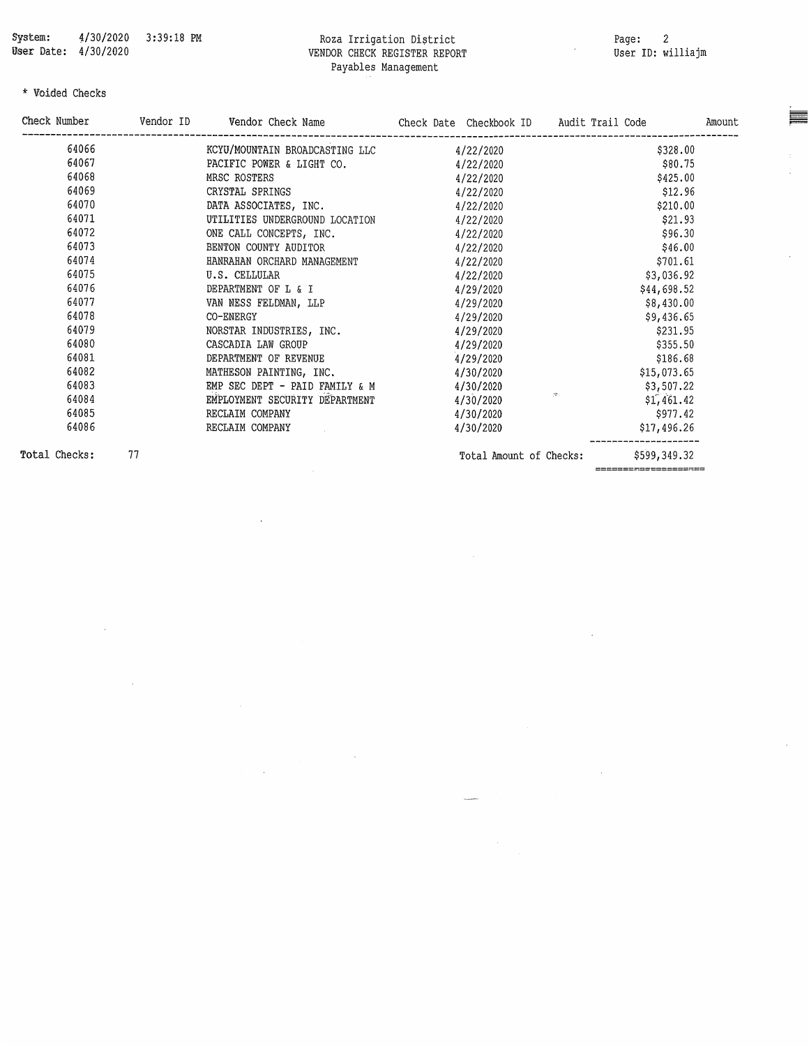* Voided Checks

| Check Number | Vendor ID | Vendor Check Name | Check Date | Checkbook ID | Audit Trail Code | Amount |
|---|---|---|---|---|---|---|
| 64066 | | KCYU/MOUNTAIN BROADCASTING LLC | 4/22/2020 | | | $328.00 |
| 64067 | | PACIFIC POWER & LIGHT CO. | 4/22/2020 | | | $80.75 |
| 64068 | | MRSC ROSTERS | 4/22/2020 | | | $425.00 |
| 64069 | | CRYSTAL SPRINGS | 4/22/2020 | | | $12.96 |
| 64070 | | DATA ASSOCIATES, INC. | 4/22/2020 | | | $210.00 |
| 64071 | | UTILITIES UNDERGROUND LOCATION | 4/22/2020 | | | $21.93 |
| 64072 | | ONE CALL CONCEPTS, INC. | 4/22/2020 | | | $96.30 |
| 64073 | | BENTON COUNTY AUDITOR | 4/22/2020 | | | $46.00 |
| 64074 | | HANRAHAN ORCHARD MANAGEMENT | 4/22/2020 | | | $701.61 |
| 64075 | | U.S. CELLULAR | 4/22/2020 | | | $3,036.92 |
| 64076 | | DEPARTMENT OF L & I | 4/29/2020 | | | $44,698.52 |
| 64077 | | VAN NESS FELDMAN, LLP | 4/29/2020 | | | $8,430.00 |
| 64078 | | CO-ENERGY | 4/29/2020 | | | $9,436.65 |
| 64079 | | NORSTAR INDUSTRIES, INC. | 4/29/2020 | | | $231.95 |
| 64080 | | CASCADIA LAW GROUP | 4/29/2020 | | | $355.50 |
| 64081 | | DEPARTMENT OF REVENUE | 4/29/2020 | | | $186.68 |
| 64082 | | MATHESON PAINTING, INC. | 4/30/2020 | | | $15,073.65 |
| 64083 | | EMP SEC DEPT - PAID FAMILY & M | 4/30/2020 | | | $3,507.22 |
| 64084 | | EMPLOYMENT SECURITY DEPARTMENT | 4/30/2020 | | | $1,461.42 |
| 64085 | | RECLAIM COMPANY | 4/30/2020 | | | $977.42 |
| 64086 | | RECLAIM COMPANY | 4/30/2020 | | | $17,496.26 |

Total Checks: 77

Total Amount of Checks: $599,349.32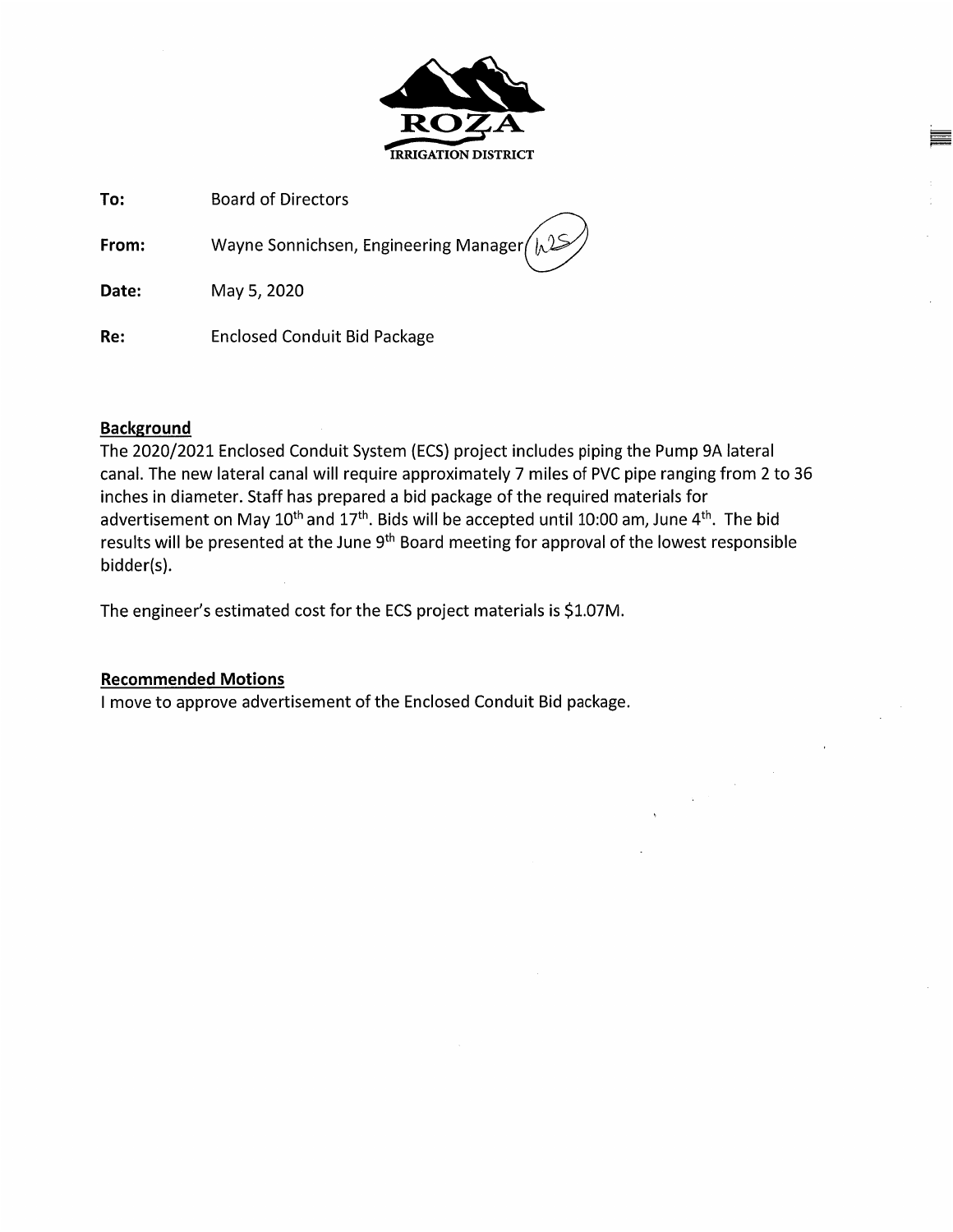ROZA
IRRIGATION DISTRICT

**To:** Board of Directors

**From:** Wayne Sonnichsen, Engineering Manager

**Date:** May 5, 2020

**Re:** Enclosed Conduit Bid Package

## Background

The 2020/2021 Enclosed Conduit System (ECS) project includes piping the Pump 9A lateral canal. The new lateral canal will require approximately 7 miles of PVC pipe ranging from 2 to 36 inches in diameter. Staff has prepared a bid package of the required materials for advertisement on May 10th and 17th. Bids will be accepted until 10:00 am, June 4th. The bid results will be presented at the June 9th Board meeting for approval of the lowest responsible bidder(s).

The engineer's estimated cost for the ECS project materials is $1.07M.

## Recommended Motions

I move to approve advertisement of the Enclosed Conduit Bid package.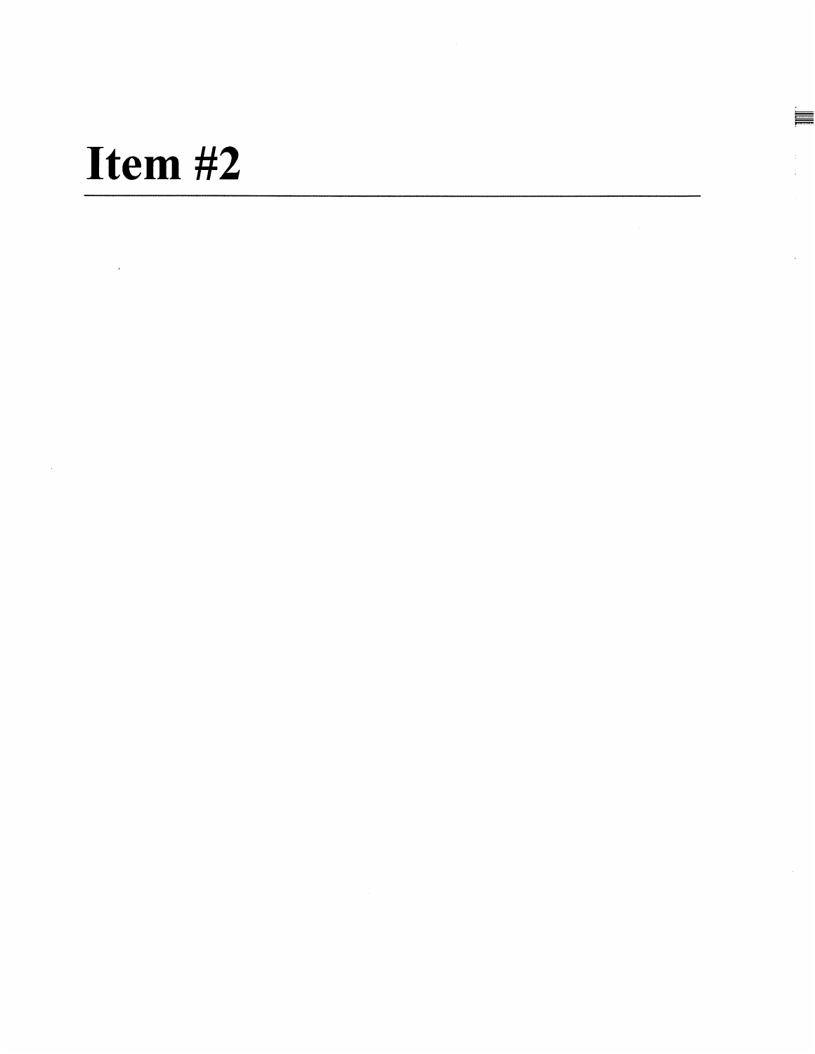# Item #2

---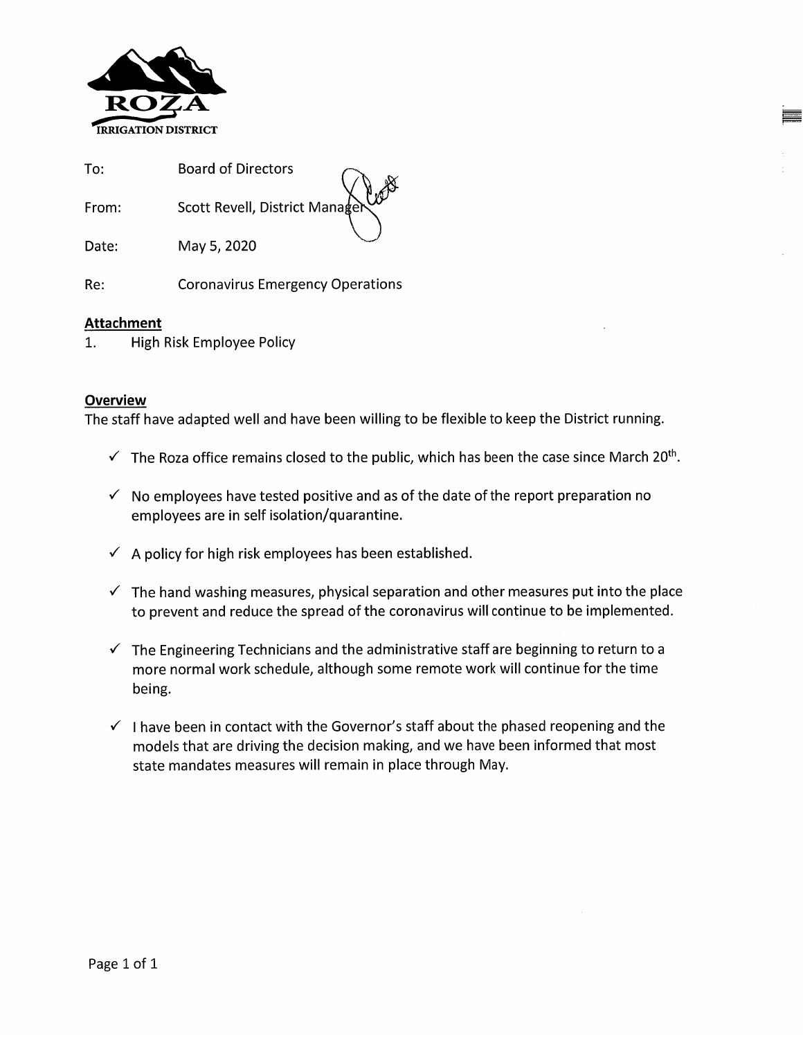ROZA
IRRIGATION DISTRICT

To: Board of Directors

From: Scott Revell, District Manager

Date: May 5, 2020

Re: Coronavirus Emergency Operations

**Attachment**

1. High Risk Employee Policy

**Overview**

The staff have adapted well and have been willing to be flexible to keep the District running.

- ✓ The Roza office remains closed to the public, which has been the case since March 20th.
- ✓ No employees have tested positive and as of the date of the report preparation no employees are in self isolation/quarantine.
- ✓ A policy for high risk employees has been established.
- ✓ The hand washing measures, physical separation and other measures put into the place to prevent and reduce the spread of the coronavirus will continue to be implemented.
- ✓ The Engineering Technicians and the administrative staff are beginning to return to a more normal work schedule, although some remote work will continue for the time being.
- ✓ I have been in contact with the Governor's staff about the phased reopening and the models that are driving the decision making, and we have been informed that most state mandates measures will remain in place through May.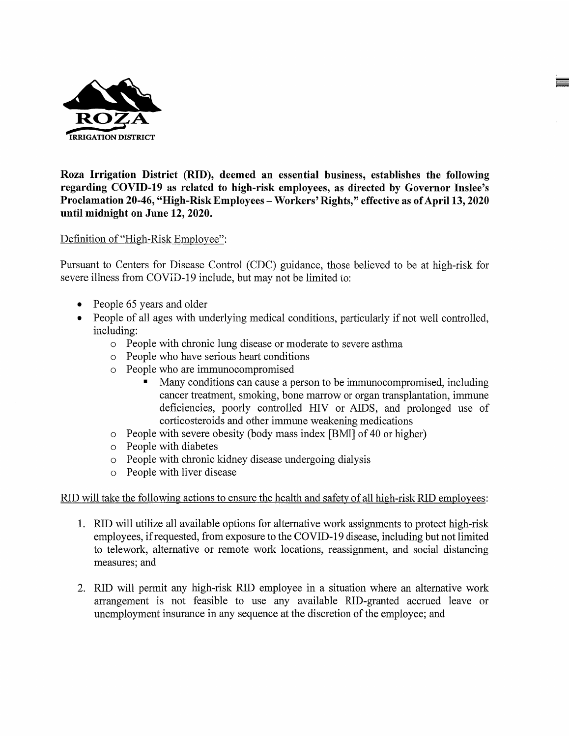ROZA
IRRIGATION DISTRICT

**Roza Irrigation District (RID), deemed an essential business, establishes the following regarding COVID-19 as related to high-risk employees, as directed by Governor Inslee's Proclamation 20-46, "High-Risk Employees – Workers' Rights," effective as of April 13, 2020 until midnight on June 12, 2020.**

Definition of "High-Risk Employee":

Pursuant to Centers for Disease Control (CDC) guidance, those believed to be at high-risk for severe illness from COVID-19 include, but may not be limited to:

- People 65 years and older
- People of all ages with underlying medical conditions, particularly if not well controlled, including:
  - People with chronic lung disease or moderate to severe asthma
  - People who have serious heart conditions
  - People who are immunocompromised
    - Many conditions can cause a person to be immunocompromised, including cancer treatment, smoking, bone marrow or organ transplantation, immune deficiencies, poorly controlled HIV or AIDS, and prolonged use of corticosteroids and other immune weakening medications
  - People with severe obesity (body mass index [BMI] of 40 or higher)
  - People with diabetes
  - People with chronic kidney disease undergoing dialysis
  - People with liver disease

RID will take the following actions to ensure the health and safety of all high-risk RID employees:

1. RID will utilize all available options for alternative work assignments to protect high-risk employees, if requested, from exposure to the COVID-19 disease, including but not limited to telework, alternative or remote work locations, reassignment, and social distancing measures; and

2. RID will permit any high-risk RID employee in a situation where an alternative work arrangement is not feasible to use any available RID-granted accrued leave or unemployment insurance in any sequence at the discretion of the employee; and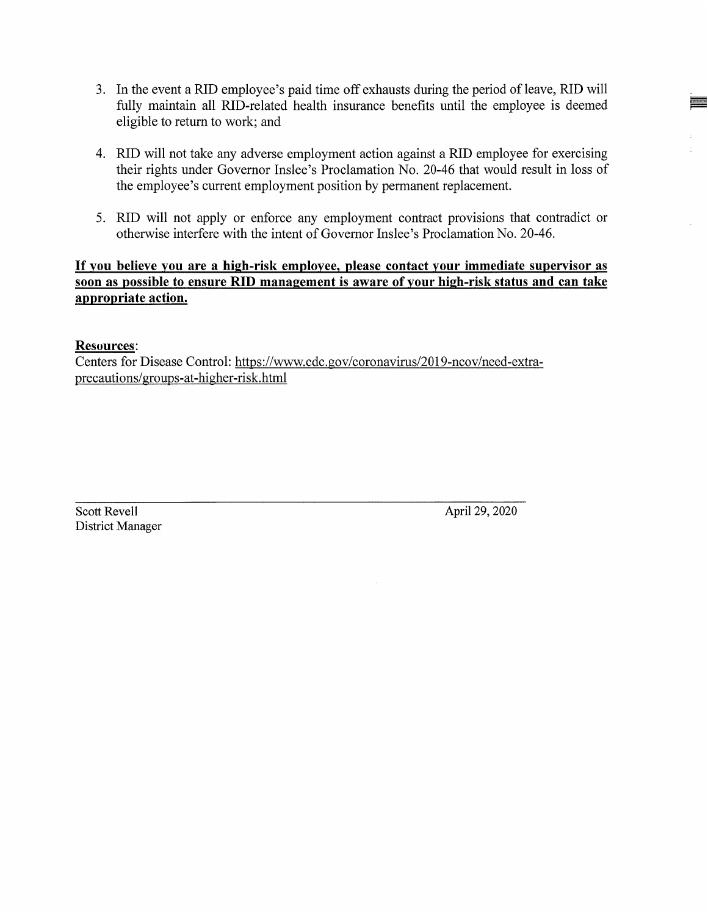3. In the event a RID employee's paid time off exhausts during the period of leave, RID will fully maintain all RID-related health insurance benefits until the employee is deemed eligible to return to work; and

4. RID will not take any adverse employment action against a RID employee for exercising their rights under Governor Inslee's Proclamation No. 20-46 that would result in loss of the employee's current employment position by permanent replacement.

5. RID will not apply or enforce any employment contract provisions that contradict or otherwise interfere with the intent of Governor Inslee's Proclamation No. 20-46.

**If you believe you are a high-risk employee, please contact your immediate supervisor as soon as possible to ensure RID management is aware of your high-risk status and can take appropriate action.**

**Resources**:
Centers for Disease Control: https://www.cdc.gov/coronavirus/2019-ncov/need-extra-precautions/groups-at-higher-risk.html

Scott Revell
District Manager

April 29, 2020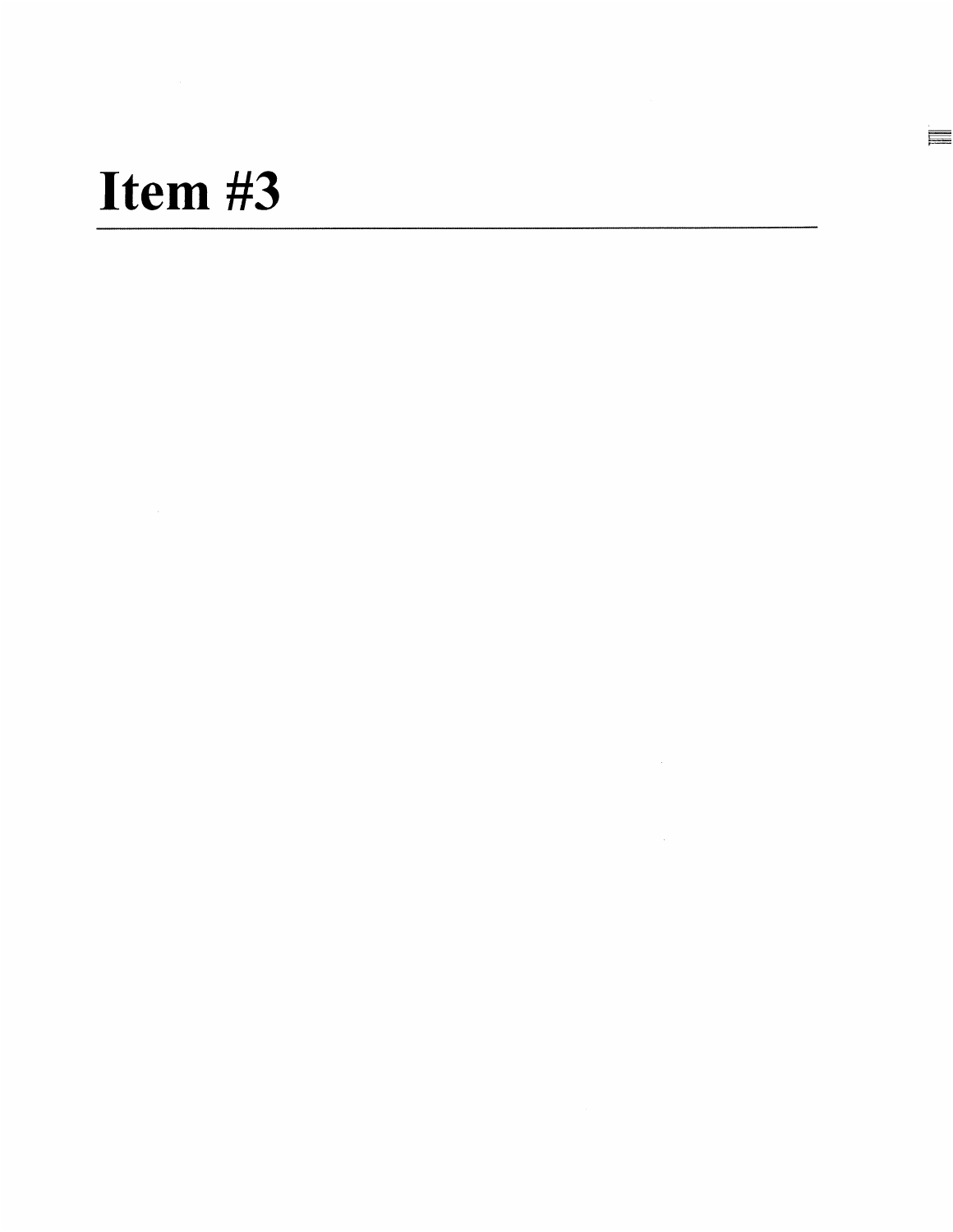# Item #3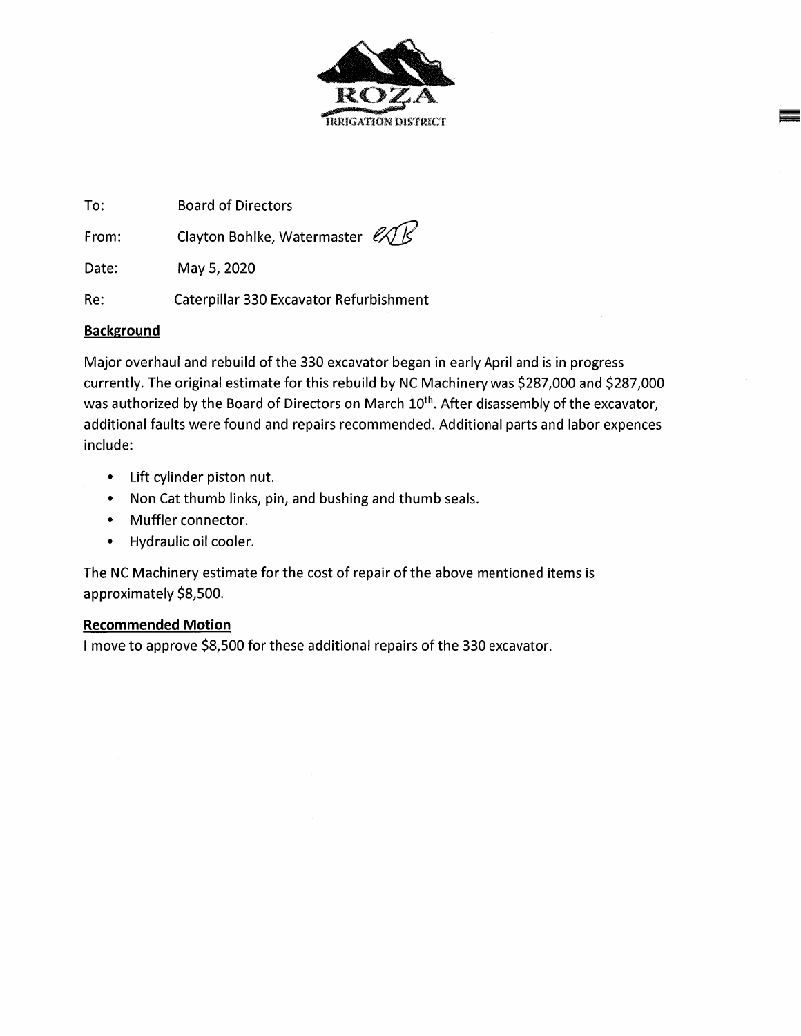ROZA
IRRIGATION DISTRICT

To: Board of Directors

From: Clayton Bohlke, Watermaster

Date: May 5, 2020

Re: Caterpillar 330 Excavator Refurbishment

**Background**

Major overhaul and rebuild of the 330 excavator began in early April and is in progress currently. The original estimate for this rebuild by NC Machinery was $287,000 and $287,000 was authorized by the Board of Directors on March 10th. After disassembly of the excavator, additional faults were found and repairs recommended. Additional parts and labor expences include:

- Lift cylinder piston nut.
- Non Cat thumb links, pin, and bushing and thumb seals.
- Muffler connector.
- Hydraulic oil cooler.

The NC Machinery estimate for the cost of repair of the above mentioned items is approximately $8,500.

**Recommended Motion**

I move to approve $8,500 for these additional repairs of the 330 excavator.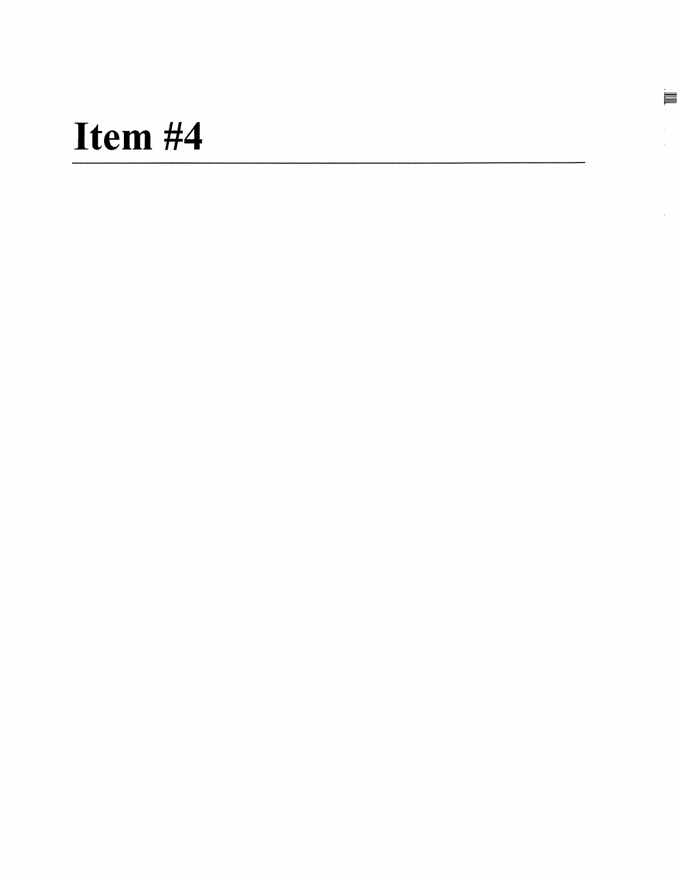# Item #4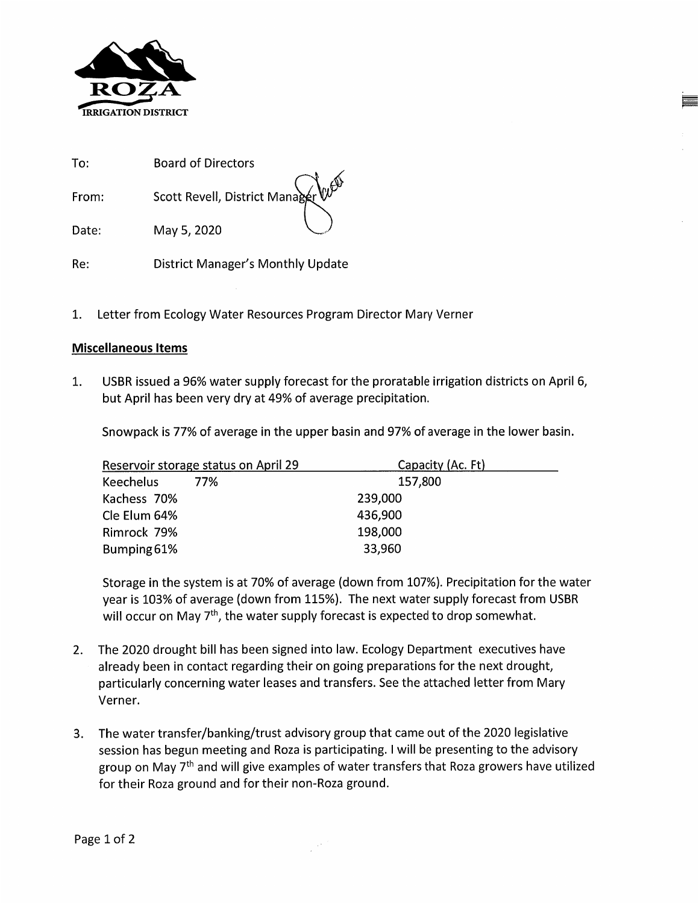ROZA IRRIGATION DISTRICT

To: Board of Directors

From: Scott Revell, District Manager

Date: May 5, 2020

Re: District Manager's Monthly Update

1. Letter from Ecology Water Resources Program Director Mary Verner

**Miscellaneous Items**

1. USBR issued a 96% water supply forecast for the proratable irrigation districts on April 6, but April has been very dry at 49% of average precipitation.

   Snowpack is 77% of average in the upper basin and 97% of average in the lower basin.

   | Reservoir storage status on April 29 | Capacity (Ac. Ft) |
   |---|---|
   | Keechelus 77% | 157,800 |
   | Kachess 70% | 239,000 |
   | Cle Elum 64% | 436,900 |
   | Rimrock 79% | 198,000 |
   | Bumping 61% | 33,960 |

   Storage in the system is at 70% of average (down from 107%). Precipitation for the water year is 103% of average (down from 115%). The next water supply forecast from USBR will occur on May 7th, the water supply forecast is expected to drop somewhat.

2. The 2020 drought bill has been signed into law. Ecology Department executives have already been in contact regarding their on going preparations for the next drought, particularly concerning water leases and transfers. See the attached letter from Mary Verner.

3. The water transfer/banking/trust advisory group that came out of the 2020 legislative session has begun meeting and Roza is participating. I will be presenting to the advisory group on May 7th and will give examples of water transfers that Roza growers have utilized for their Roza ground and for their non-Roza ground.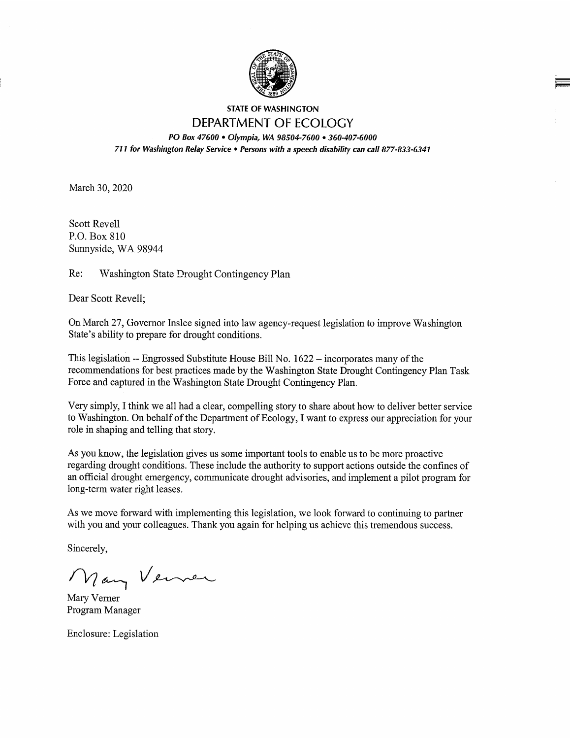**STATE OF WASHINGTON**

**DEPARTMENT OF ECOLOGY**

*PO Box 47600 • Olympia, WA 98504-7600 • 360-407-6000*
*711 for Washington Relay Service • Persons with a speech disability can call 877-833-6341*

March 30, 2020

Scott Revell
P.O. Box 810
Sunnyside, WA 98944

Re: Washington State Drought Contingency Plan

Dear Scott Revell;

On March 27, Governor Inslee signed into law agency-request legislation to improve Washington State's ability to prepare for drought conditions.

This legislation -- Engrossed Substitute House Bill No. 1622 – incorporates many of the recommendations for best practices made by the Washington State Drought Contingency Plan Task Force and captured in the Washington State Drought Contingency Plan.

Very simply, I think we all had a clear, compelling story to share about how to deliver better service to Washington. On behalf of the Department of Ecology, I want to express our appreciation for your role in shaping and telling that story.

As you know, the legislation gives us some important tools to enable us to be more proactive regarding drought conditions. These include the authority to support actions outside the confines of an official drought emergency, communicate drought advisories, and implement a pilot program for long-term water right leases.

As we move forward with implementing this legislation, we look forward to continuing to partner with you and your colleagues. Thank you again for helping us achieve this tremendous success.

Sincerely,

Mary Verner

Mary Verner
Program Manager

Enclosure: Legislation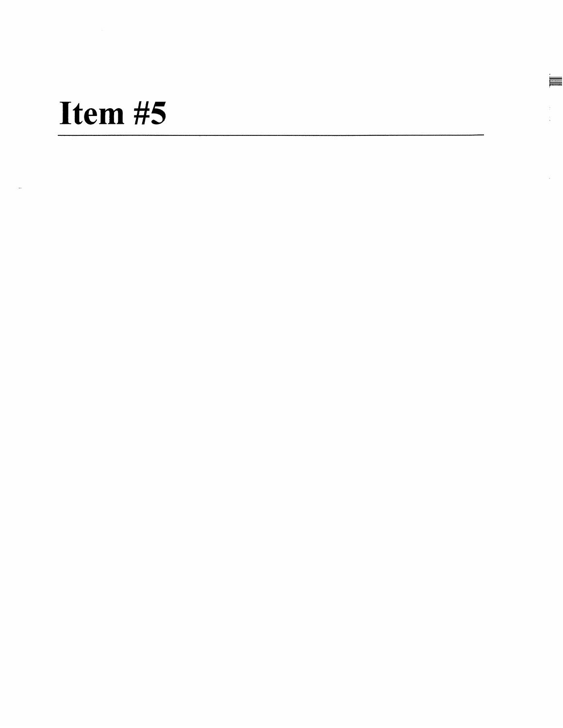# Item #5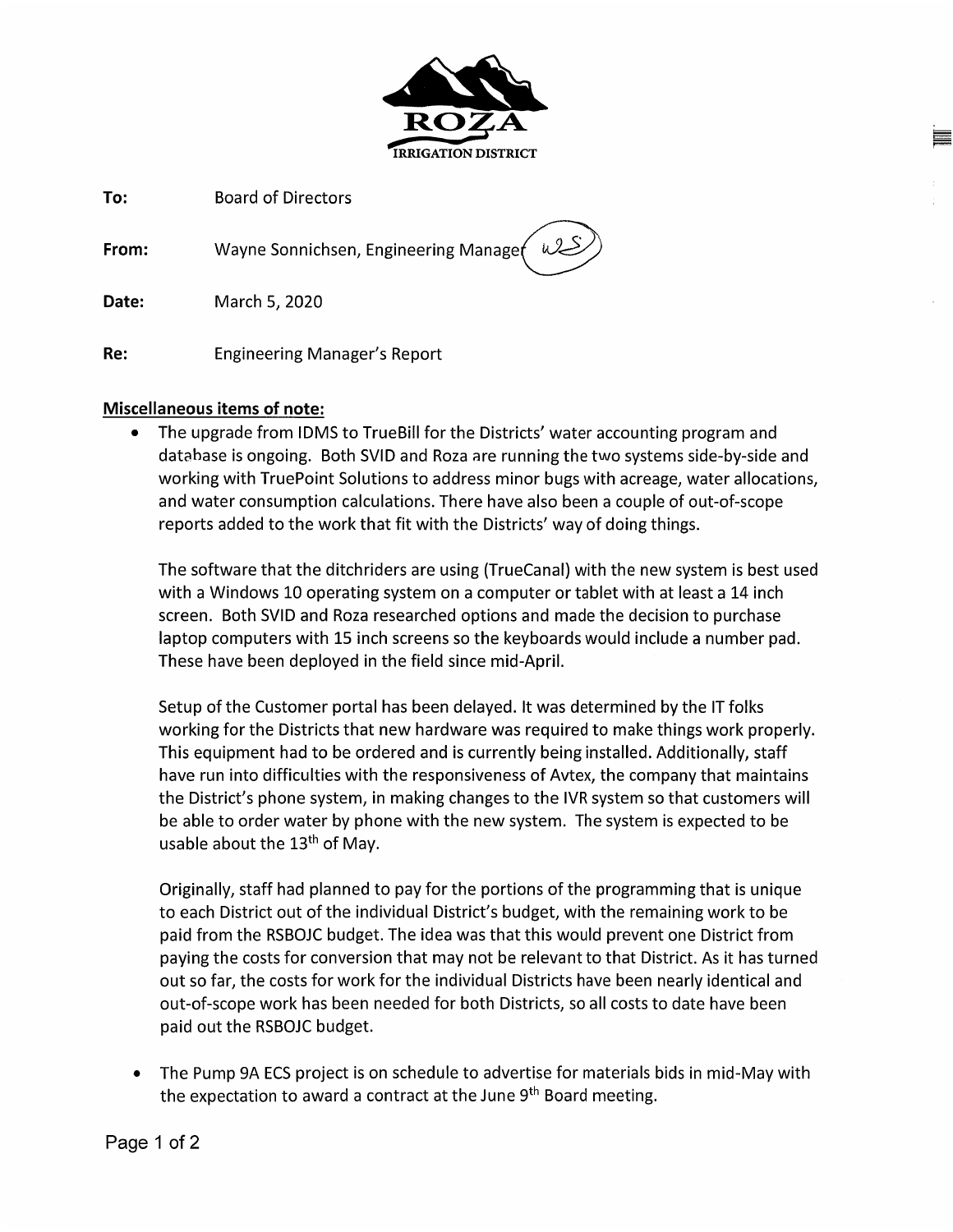ROZA
IRRIGATION DISTRICT

**To:** Board of Directors

**From:** Wayne Sonnichsen, Engineering Manager

**Date:** March 5, 2020

**Re:** Engineering Manager's Report

**Miscellaneous items of note:**

- The upgrade from IDMS to TrueBill for the Districts' water accounting program and database is ongoing. Both SVID and Roza are running the two systems side-by-side and working with TruePoint Solutions to address minor bugs with acreage, water allocations, and water consumption calculations. There have also been a couple of out-of-scope reports added to the work that fit with the Districts' way of doing things.

  The software that the ditchriders are using (TrueCanal) with the new system is best used with a Windows 10 operating system on a computer or tablet with at least a 14 inch screen. Both SVID and Roza researched options and made the decision to purchase laptop computers with 15 inch screens so the keyboards would include a number pad. These have been deployed in the field since mid-April.

  Setup of the Customer portal has been delayed. It was determined by the IT folks working for the Districts that new hardware was required to make things work properly. This equipment had to be ordered and is currently being installed. Additionally, staff have run into difficulties with the responsiveness of Avtex, the company that maintains the District's phone system, in making changes to the IVR system so that customers will be able to order water by phone with the new system. The system is expected to be usable about the 13th of May.

  Originally, staff had planned to pay for the portions of the programming that is unique to each District out of the individual District's budget, with the remaining work to be paid from the RSBOJC budget. The idea was that this would prevent one District from paying the costs for conversion that may not be relevant to that District. As it has turned out so far, the costs for work for the individual Districts have been nearly identical and out-of-scope work has been needed for both Districts, so all costs to date have been paid out the RSBOJC budget.

- The Pump 9A ECS project is on schedule to advertise for materials bids in mid-May with the expectation to award a contract at the June 9th Board meeting.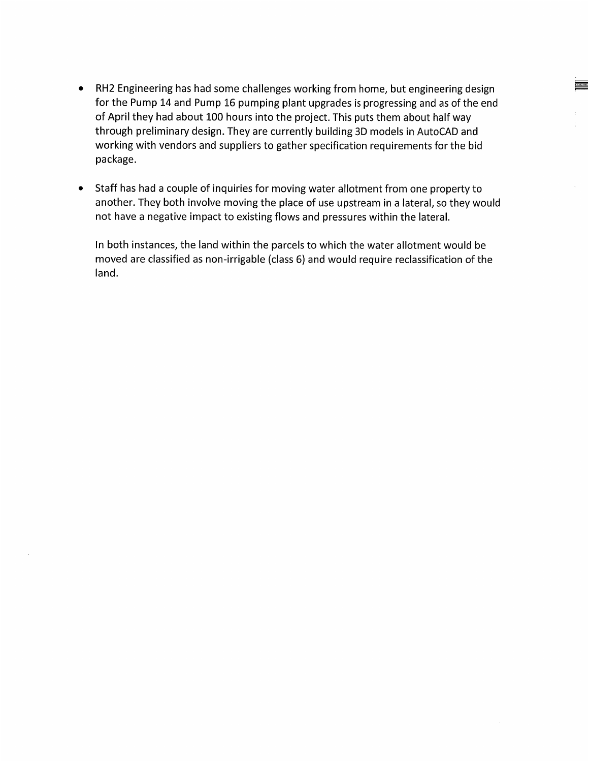- RH2 Engineering has had some challenges working from home, but engineering design for the Pump 14 and Pump 16 pumping plant upgrades is progressing and as of the end of April they had about 100 hours into the project. This puts them about half way through preliminary design. They are currently building 3D models in AutoCAD and working with vendors and suppliers to gather specification requirements for the bid package.

- Staff has had a couple of inquiries for moving water allotment from one property to another. They both involve moving the place of use upstream in a lateral, so they would not have a negative impact to existing flows and pressures within the lateral.

  In both instances, the land within the parcels to which the water allotment would be moved are classified as non-irrigable (class 6) and would require reclassification of the land.